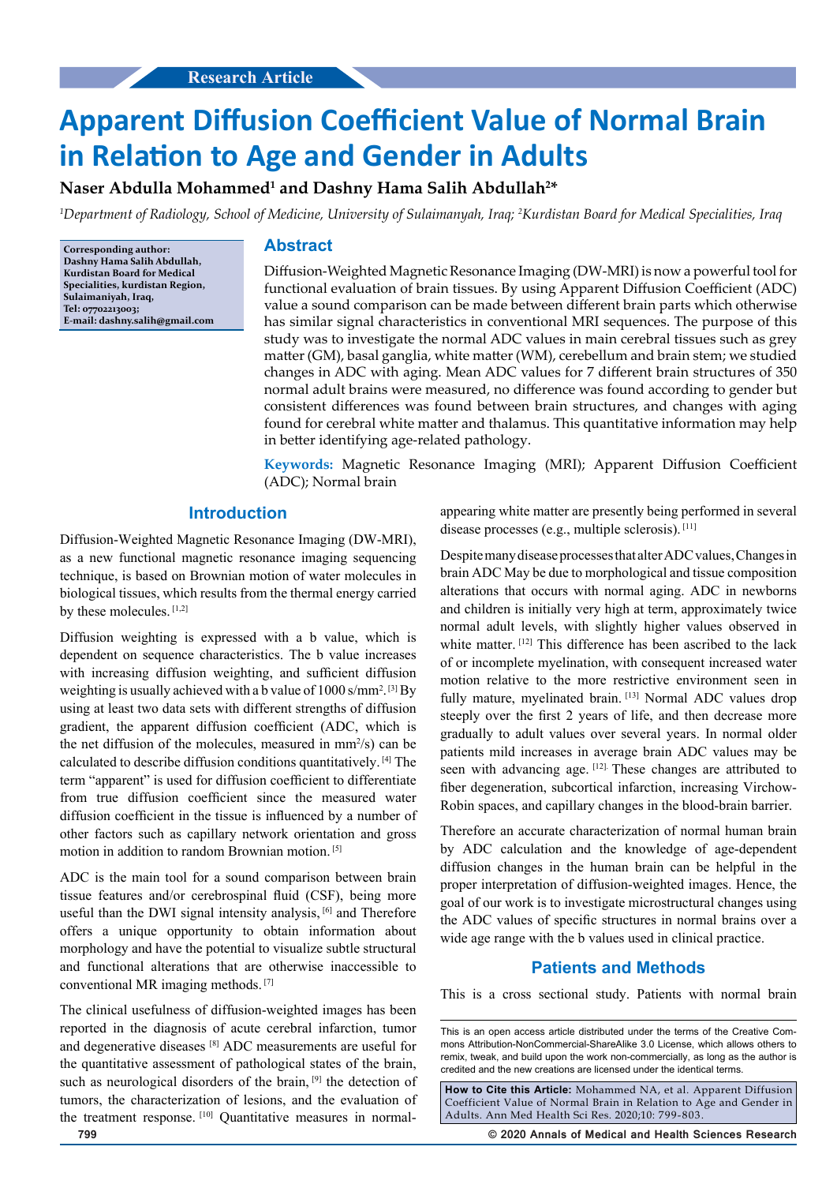Research Article

# Apparent Diffusion Coefficient Value of Normal Brain in Relation to Age and Gender in Adults

**Naser Abdulla Mohammed[1] and Dashny Hama Salih Abdullah[2]***

*[1]Department of Radiology, School of Medicine, University of Sulaimanyah, Iraq; [2]Kurdistan Board for Medical Specialities, Iraq*

**Corresponding author: Dashny Hama Salih Abdullah, Kurdistan Board for Medical Specialities, kurdistan Region, Sulaimaniyah, Iraq, Tel: 07702213003; E-mail: dashny.salih@gmail.com**

## Abstract

Diffusion-Weighted Magnetic Resonance Imaging (DW-MRI) is now a powerful tool for functional evaluation of brain tissues. By using Apparent Diffusion Coefficient (ADC) value a sound comparison can be made between different brain parts which otherwise has similar signal characteristics in conventional MRI sequences. The purpose of this study was to investigate the normal ADC values in main cerebral tissues such as grey matter (GM), basal ganglia, white matter (WM), cerebellum and brain stem; we studied changes in ADC with aging. Mean ADC values for 7 different brain structures of 350 normal adult brains were measured, no difference was found according to gender but consistent differences was found between brain structures, and changes with aging found for cerebral white matter and thalamus. This quantitative information may help in better identifying age-related pathology.

**Keywords:** Magnetic Resonance Imaging (MRI); Apparent Diffusion Coefficient (ADC); Normal brain

## Introduction

Diffusion-Weighted Magnetic Resonance Imaging (DW-MRI), as a new functional magnetic resonance imaging sequencing technique, is based on Brownian motion of water molecules in biological tissues, which results from the thermal energy carried by these molecules. [1,2]

Diffusion weighting is expressed with a b value, which is dependent on sequence characteristics. The b value increases with increasing diffusion weighting, and sufficient diffusion weighting is usually achieved with a b value of 1000 s/mm$^2$. [3] By using at least two data sets with different strengths of diffusion gradient, the apparent diffusion coefficient (ADC, which is the net diffusion of the molecules, measured in mm$^2$/s) can be calculated to describe diffusion conditions quantitatively. [4] The term "apparent" is used for diffusion coefficient to differentiate from true diffusion coefficient since the measured water diffusion coefficient in the tissue is influenced by a number of other factors such as capillary network orientation and gross motion in addition to random Brownian motion. [5]

ADC is the main tool for a sound comparison between brain tissue features and/or cerebrospinal fluid (CSF), being more useful than the DWI signal intensity analysis, [6] and Therefore offers a unique opportunity to obtain information about morphology and have the potential to visualize subtle structural and functional alterations that are otherwise inaccessible to conventional MR imaging methods. [7]

The clinical usefulness of diffusion-weighted images has been reported in the diagnosis of acute cerebral infarction, tumor and degenerative diseases [8] ADC measurements are useful for the quantitative assessment of pathological states of the brain, such as neurological disorders of the brain, [9] the detection of tumors, the characterization of lesions, and the evaluation of the treatment response. [10] Quantitative measures in normal-appearing white matter are presently being performed in several disease processes (e.g., multiple sclerosis). [11]

Despite many disease processes that alter ADC values, Changes in brain ADC May be due to morphological and tissue composition alterations that occurs with normal aging. ADC in newborns and children is initially very high at term, approximately twice normal adult levels, with slightly higher values observed in white matter. [12] This difference has been ascribed to the lack of or incomplete myelination, with consequent increased water motion relative to the more restrictive environment seen in fully mature, myelinated brain. [13] Normal ADC values drop steeply over the first 2 years of life, and then decrease more gradually to adult values over several years. In normal older patients mild increases in average brain ADC values may be seen with advancing age. [12] These changes are attributed to fiber degeneration, subcortical infarction, increasing Virchow-Robin spaces, and capillary changes in the blood-brain barrier.

Therefore an accurate characterization of normal human brain by ADC calculation and the knowledge of age-dependent diffusion changes in the human brain can be helpful in the proper interpretation of diffusion-weighted images. Hence, the goal of our work is to investigate microstructural changes using the ADC values of specific structures in normal brains over a wide age range with the b values used in clinical practice.

## Patients and Methods

This is a cross sectional study. Patients with normal brain

This is an open access article distributed under the terms of the Creative Commons Attribution-NonCommercial-ShareAlike 3.0 License, which allows others to remix, tweak, and build upon the work non-commercially, as long as the author is credited and the new creations are licensed under the identical terms.

**How to Cite this Article:** Mohammed NA, et al. Apparent Diffusion Coefficient Value of Normal Brain in Relation to Age and Gender in Adults. Ann Med Health Sci Res. 2020;10: 799-803.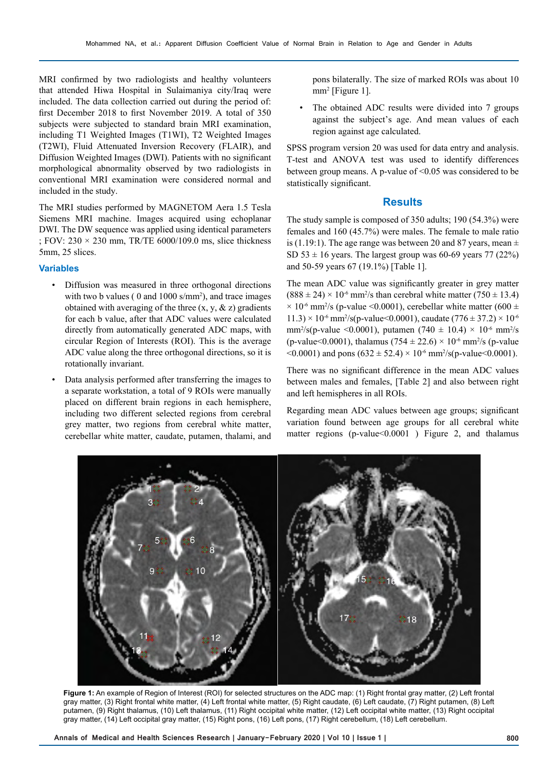MRI confirmed by two radiologists and healthy volunteers that attended Hiwa Hospital in Sulaimaniya city/Iraq were included. The data collection carried out during the period of: first December 2018 to first November 2019. A total of 350 subjects were subjected to standard brain MRI examination, including T1 Weighted Images (T1WI), T2 Weighted Images (T2WI), Fluid Attenuated Inversion Recovery (FLAIR), and Diffusion Weighted Images (DWI). Patients with no significant morphological abnormality observed by two radiologists in conventional MRI examination were considered normal and included in the study.

The MRI studies performed by MAGNETOM Aera 1.5 Tesla Siemens MRI machine. Images acquired using echoplanar DWI. The DW sequence was applied using identical parameters ; FOV: 230 × 230 mm, TR/TE 6000/109.0 ms, slice thickness 5mm, 25 slices.

### Variables

- Diffusion was measured in three orthogonal directions with two b values ( 0 and 1000 s/mm$^2$), and trace images obtained with averaging of the three (x, y, & z) gradients for each b value, after that ADC values were calculated directly from automatically generated ADC maps, with circular Region of Interests (ROI). This is the average ADC value along the three orthogonal directions, so it is rotationally invariant.
- Data analysis performed after transferring the images to a separate workstation, a total of 9 ROIs were manually placed on different brain regions in each hemisphere, including two different selected regions from cerebral grey matter, two regions from cerebral white matter, cerebellar white matter, caudate, putamen, thalami, and pons bilaterally. The size of marked ROIs was about 10 mm$^2$ [Figure 1].
- The obtained ADC results were divided into 7 groups against the subject's age. And mean values of each region against age calculated.

SPSS program version 20 was used for data entry and analysis. T-test and ANOVA test was used to identify differences between group means. A p-value of <0.05 was considered to be statistically significant.

## Results

The study sample is composed of 350 adults; 190 (54.3%) were females and 160 (45.7%) were males. The female to male ratio is (1.19:1). The age range was between 20 and 87 years, mean ± SD 53 ± 16 years. The largest group was 60-69 years 77 (22%) and 50-59 years 67 (19.1%) [Table 1].

The mean ADC value was significantly greater in grey matter ($888 \pm 24$) × $10^{-6}$ mm$^2$/s than cerebral white matter ($750 \pm 13.4$) × $10^{-6}$ mm$^2$/s (p-value <0.0001), cerebellar white matter ($600 \pm 11.3$) × $10^{-6}$ mm$^2$/s(p-value<0.0001), caudate ($776 \pm 37.2$) × $10^{-6}$ mm$^2$/s(p-value <0.0001), putamen ($740 \pm 10.4$) × $10^{-6}$ mm$^2$/s (p-value<0.0001), thalamus ($754 \pm 22.6$) × $10^{-6}$ mm$^2$/s (p-value <0.0001) and pons ($632 \pm 52.4$) × $10^{-6}$ mm$^2$/s(p-value<0.0001).

There was no significant difference in the mean ADC values between males and females, [Table 2] and also between right and left hemispheres in all ROIs.

Regarding mean ADC values between age groups; significant variation found between age groups for all cerebral white matter regions (p-value<0.0001 ) Figure 2, and thalamus

**Figure 1:** An example of Region of Interest (ROI) for selected structures on the ADC map: (1) Right frontal gray matter, (2) Left frontal gray matter, (3) Right frontal white matter, (4) Left frontal white matter, (5) Right caudate, (6) Left caudate, (7) Right putamen, (8) Left putamen, (9) Right thalamus, (10) Left thalamus, (11) Right occipital white matter, (12) Left occipital white matter, (13) Right occipital gray matter, (14) Left occipital gray matter, (15) Right pons, (16) Left pons, (17) Right cerebellum, (18) Left cerebellum.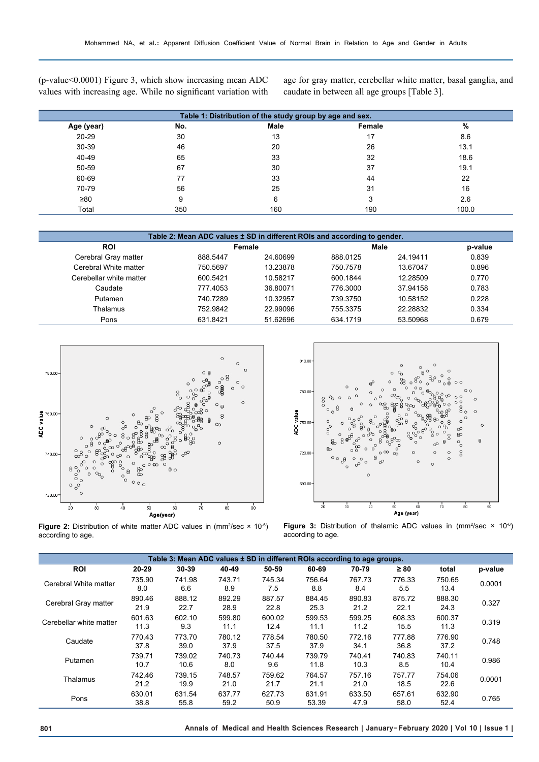(p-value<0.0001) Figure 3, which show increasing mean ADC values with increasing age. While no significant variation with age for gray matter, cerebellar white matter, basal ganglia, and caudate in between all age groups [Table 3].

**Table 1: Distribution of the study group by age and sex.**

| Age (year) | No. | Male | Female | % |
|---|---|---|---|---|
| 20-29 | 30 | 13 | 17 | 8.6 |
| 30-39 | 46 | 20 | 26 | 13.1 |
| 40-49 | 65 | 33 | 32 | 18.6 |
| 50-59 | 67 | 30 | 37 | 19.1 |
| 60-69 | 77 | 33 | 44 | 22 |
| 70-79 | 56 | 25 | 31 | 16 |
| ≥80 | 9 | 6 | 3 | 2.6 |
| Total | 350 | 160 | 190 | 100.0 |

**Table 2: Mean ADC values ± SD in different ROIs and according to gender.**

| ROI | Female | | Male | | p-value |
|---|---|---|---|---|---|
| Cerebral Gray matter | 888.5447 | 24.60699 | 888.0125 | 24.19411 | 0.839 |
| Cerebral White matter | 750.5697 | 13.23878 | 750.7578 | 13.67047 | 0.896 |
| Cerebellar white matter | 600.5421 | 10.58217 | 600.1844 | 12.28509 | 0.770 |
| Caudate | 777.4053 | 36.80071 | 776.3000 | 37.94158 | 0.783 |
| Putamen | 740.7289 | 10.32957 | 739.3750 | 10.58152 | 0.228 |
| Thalamus | 752.9842 | 22.99096 | 755.3375 | 22.28832 | 0.334 |
| Pons | 631.8421 | 51.62696 | 634.1719 | 53.50968 | 0.679 |

**Figure 2:** Distribution of white matter ADC values in (mm²/sec × 10⁻⁶) according to age.

**Figure 3:** Distribution of thalamic ADC values in (mm²/sec × 10⁻⁶) according to age.

**Table 3: Mean ADC values ± SD in different ROIs according to age groups.**

| ROI | 20-29 | 30-39 | 40-49 | 50-59 | 60-69 | 70-79 | ≥ 80 | total | p-value |
|---|---|---|---|---|---|---|---|---|---|
| Cerebral White matter | 735.90<br>8.0 | 741.98<br>6.6 | 743.71<br>8.9 | 745.34<br>7.5 | 756.64<br>8.8 | 767.73<br>8.4 | 776.33<br>5.5 | 750.65<br>13.4 | 0.0001 |
| Cerebral Gray matter | 890.46<br>21.9 | 888.12<br>22.7 | 892.29<br>28.9 | 887.57<br>22.8 | 884.45<br>25.3 | 890.83<br>21.2 | 875.72<br>22.1 | 888.30<br>24.3 | 0.327 |
| Cerebellar white matter | 601.63<br>11.3 | 602.10<br>9.3 | 599.80<br>11.1 | 600.02<br>12.4 | 599.53<br>11.1 | 599.25<br>11.2 | 608.33<br>15.5 | 600.37<br>11.3 | 0.319 |
| Caudate | 770.43<br>37.8 | 773.70<br>39.0 | 780.12<br>37.9 | 778.54<br>37.5 | 780.50<br>37.9 | 772.16<br>34.1 | 777.88<br>36.8 | 776.90<br>37.2 | 0.748 |
| Putamen | 739.71<br>10.7 | 739.02<br>10.6 | 740.73<br>8.0 | 740.44<br>9.6 | 739.79<br>11.8 | 740.41<br>10.3 | 740.83<br>8.5 | 740.11<br>10.4 | 0.986 |
| Thalamus | 742.46<br>21.2 | 739.15<br>19.9 | 748.57<br>21.0 | 759.62<br>21.7 | 764.57<br>21.1 | 757.16<br>21.0 | 757.77<br>18.5 | 754.06<br>22.6 | 0.0001 |
| Pons | 630.01<br>38.8 | 631.54<br>55.8 | 637.77<br>59.2 | 627.73<br>50.9 | 631.91<br>53.39 | 633.50<br>47.9 | 657.61<br>58.0 | 632.90<br>52.4 | 0.765 |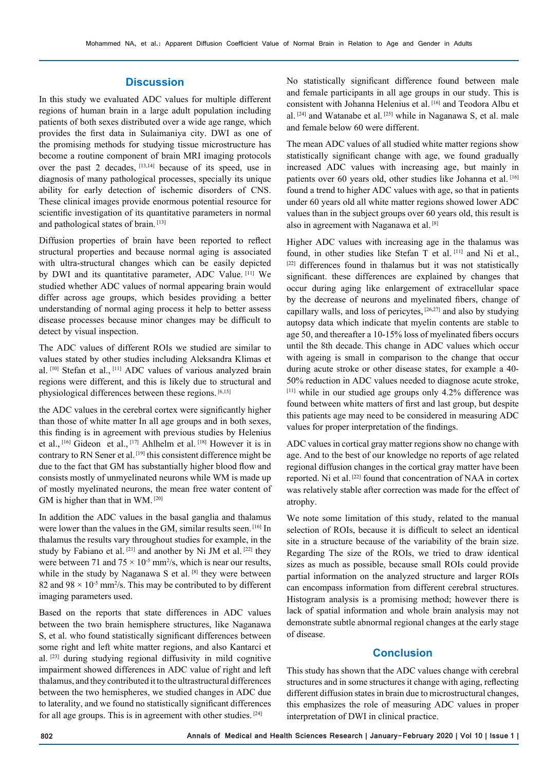## Discussion

In this study we evaluated ADC values for multiple different regions of human brain in a large adult population including patients of both sexes distributed over a wide age range, which provides the first data in Sulaimaniya city. DWI as one of the promising methods for studying tissue microstructure has become a routine component of brain MRI imaging protocols over the past 2 decades, [13,14] because of its speed, use in diagnosis of many pathological processes, specially its unique ability for early detection of ischemic disorders of CNS. These clinical images provide enormous potential resource for scientific investigation of its quantitative parameters in normal and pathological states of brain. [13]

Diffusion properties of brain have been reported to reflect structural properties and because normal aging is associated with ultra-structural changes which can be easily depicted by DWI and its quantitative parameter, ADC Value. [11] We studied whether ADC values of normal appearing brain would differ across age groups, which besides providing a better understanding of normal aging process it help to better assess disease processes because minor changes may be difficult to detect by visual inspection.

The ADC values of different ROIs we studied are similar to values stated by other studies including Aleksandra Klimas et al. [10] Stefan et al., [11] ADC values of various analyzed brain regions were different, and this is likely due to structural and physiological differences between these regions. [6,15]

the ADC values in the cerebral cortex were significantly higher than those of white matter In all age groups and in both sexes, this finding is in agreement with previous studies by Helenius et al., [16] Gideon et al., [17] Ahlhelm et al. [18] However it is in contrary to RN Sener et al. [19] this consistent difference might be due to the fact that GM has substantially higher blood flow and consists mostly of unmyelinated neurons while WM is made up of mostly myelinated neurons, the mean free water content of GM is higher than that in WM. [20]

In addition the ADC values in the basal ganglia and thalamus were lower than the values in the GM, similar results seen. [16] In thalamus the results vary throughout studies for example, in the study by Fabiano et al. [21] and another by Ni JM et al. [22] they were between 71 and 75 × $10^{-5}$ $mm^2/s$, which is near our results, while in the study by Naganawa S et al. [8] they were between 82 and 98 × $10^{-5}$ $mm^2/s$. This may be contributed to by different imaging parameters used.

Based on the reports that state differences in ADC values between the two brain hemisphere structures, like Naganawa S, et al. who found statistically significant differences between some right and left white matter regions, and also Kantarci et al. [23] during studying regional diffusivity in mild cognitive impairment showed differences in ADC value of right and left thalamus, and they contributed it to the ultrastructural differences between the two hemispheres, we studied changes in ADC due to laterality, and we found no statistically significant differences for all age groups. This is in agreement with other studies. [24]

No statistically significant difference found between male and female participants in all age groups in our study. This is consistent with Johanna Helenius et al. [16] and Teodora Albu et al. [24] and Watanabe et al. [25] while in Naganawa S, et al. male and female below 60 were different.

The mean ADC values of all studied white matter regions show statistically significant change with age, we found gradually increased ADC values with increasing age, but mainly in patients over 60 years old, other studies like Johanna et al. [16] found a trend to higher ADC values with age, so that in patients under 60 years old all white matter regions showed lower ADC values than in the subject groups over 60 years old, this result is also in agreement with Naganawa et al. [8]

Higher ADC values with increasing age in the thalamus was found, in other studies like Stefan T et al. [11] and Ni et al., [22] differences found in thalamus but it was not statistically significant. these differences are explained by changes that occur during aging like enlargement of extracellular space by the decrease of neurons and myelinated fibers, change of capillary walls, and loss of pericytes, [26,27] and also by studying autopsy data which indicate that myelin contents are stable to age 50, and thereafter a 10-15% loss of myelinated fibers occurs until the 8th decade. This change in ADC values which occur with ageing is small in comparison to the change that occur during acute stroke or other disease states, for example a 40-50% reduction in ADC values needed to diagnose acute stroke, [11] while in our studied age groups only 4.2% difference was found between white matters of first and last group, but despite this patients age may need to be considered in measuring ADC values for proper interpretation of the findings.

ADC values in cortical gray matter regions show no change with age. And to the best of our knowledge no reports of age related regional diffusion changes in the cortical gray matter have been reported. Ni et al. [22] found that concentration of NAA in cortex was relatively stable after correction was made for the effect of atrophy.

We note some limitation of this study, related to the manual selection of ROIs, because it is difficult to select an identical site in a structure because of the variability of the brain size. Regarding The size of the ROIs, we tried to draw identical sizes as much as possible, because small ROIs could provide partial information on the analyzed structure and larger ROIs can encompass information from different cerebral structures. Histogram analysis is a promising method; however there is lack of spatial information and whole brain analysis may not demonstrate subtle abnormal regional changes at the early stage of disease.

## Conclusion

This study has shown that the ADC values change with cerebral structures and in some structures it change with aging, reflecting different diffusion states in brain due to microstructural changes, this emphasizes the role of measuring ADC values in proper interpretation of DWI in clinical practice.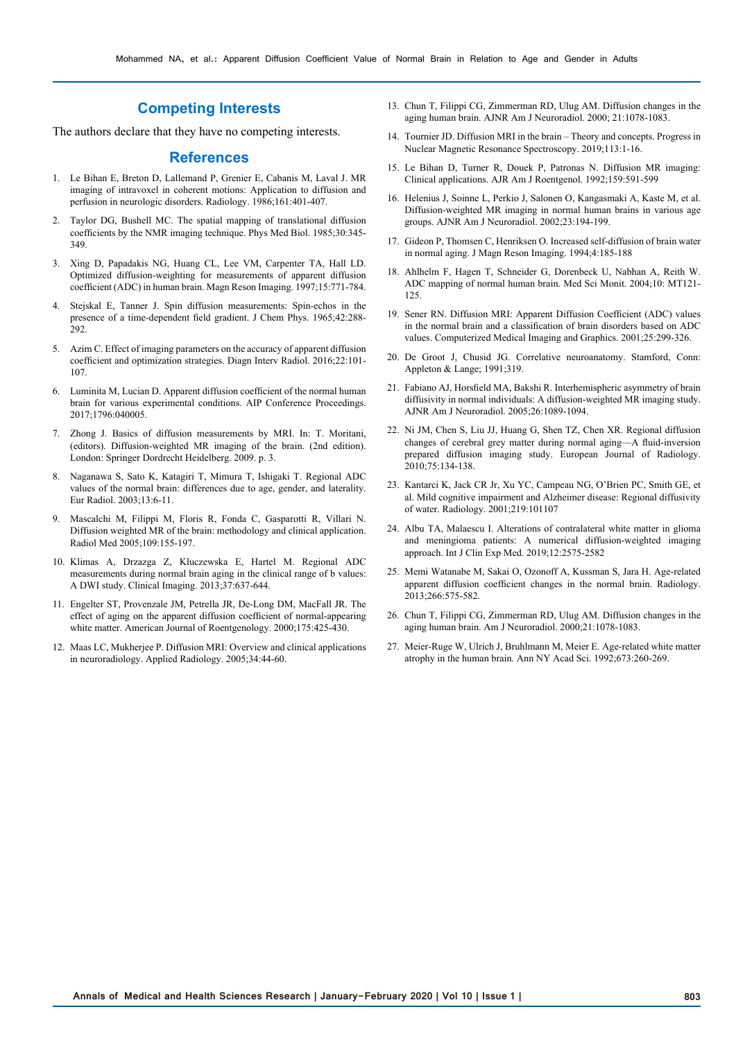## Competing Interests

The authors declare that they have no competing interests.

## References

1. Le Bihan E, Breton D, Lallemand P, Grenier E, Cabanis M, Laval J. MR imaging of intravoxel in coherent motions: Application to diffusion and perfusion in neurologic disorders. Radiology. 1986;161:401-407.
2. Taylor DG, Bushell MC. The spatial mapping of translational diffusion coefficients by the NMR imaging technique. Phys Med Biol. 1985;30:345-349.
3. Xing D, Papadakis NG, Huang CL, Lee VM, Carpenter TA, Hall LD. Optimized diffusion-weighting for measurements of apparent diffusion coefficient (ADC) in human brain. Magn Reson Imaging. 1997;15:771-784.
4. Stejskal E, Tanner J. Spin diffusion measurements: Spin-echos in the presence of a time-dependent field gradient. J Chem Phys. 1965;42:288-292.
5. Azim C. Effect of imaging parameters on the accuracy of apparent diffusion coefficient and optimization strategies. Diagn Interv Radiol. 2016;22:101-107.
6. Luminita M, Lucian D. Apparent diffusion coefficient of the normal human brain for various experimental conditions. AIP Conference Proceedings. 2017;1796:040005.
7. Zhong J. Basics of diffusion measurements by MRI. In: T. Moritani, (editors). Diffusion-weighted MR imaging of the brain. (2nd edition). London: Springer Dordrecht Heidelberg. 2009. p. 3.
8. Naganawa S, Sato K, Katagiri T, Mimura T, Ishigaki T. Regional ADC values of the normal brain: differences due to age, gender, and laterality. Eur Radiol. 2003;13:6-11.
9. Mascalchi M, Filippi M, Floris R, Fonda C, Gasparotti R, Villari N. Diffusion weighted MR of the brain: methodology and clinical application. Radiol Med 2005;109:155-197.
10. Klimas A, Drzazga Z, Kluczewska E, Hartel M. Regional ADC measurements during normal brain aging in the clinical range of b values: A DWI study. Clinical Imaging. 2013;37:637-644.
11. Engelter ST, Provenzale JM, Petrella JR, De-Long DM, MacFall JR. The effect of aging on the apparent diffusion coefficient of normal-appearing white matter. American Journal of Roentgenology. 2000;175:425-430.
12. Maas LC, Mukherjee P. Diffusion MRI: Overview and clinical applications in neuroradiology. Applied Radiology. 2005;34:44-60.
13. Chun T, Filippi CG, Zimmerman RD, Ulug AM. Diffusion changes in the aging human brain. AJNR Am J Neuroradiol. 2000; 21:1078-1083.
14. Tournier JD. Diffusion MRI in the brain – Theory and concepts. Progress in Nuclear Magnetic Resonance Spectroscopy. 2019;113:1-16.
15. Le Bihan D, Turner R, Douek P, Patronas N. Diffusion MR imaging: Clinical applications. AJR Am J Roentgenol. 1992;159:591-599
16. Helenius J, Soinne L, Perkio J, Salonen O, Kangasmaki A, Kaste M, et al. Diffusion-weighted MR imaging in normal human brains in various age groups. AJNR Am J Neuroradiol. 2002;23:194-199.
17. Gideon P, Thomsen C, Henriksen O. Increased self-diffusion of brain water in normal aging. J Magn Reson Imaging. 1994;4:185-188
18. Ahlhelm F, Hagen T, Schneider G, Dorenbeck U, Nabhan A, Reith W. ADC mapping of normal human brain. Med Sci Monit. 2004;10: MT121-125.
19. Sener RN. Diffusion MRI: Apparent Diffusion Coefficient (ADC) values in the normal brain and a classification of brain disorders based on ADC values. Computerized Medical Imaging and Graphics. 2001;25:299-326.
20. De Groot J, Chusid JG. Correlative neuroanatomy. Stamford, Conn: Appleton & Lange; 1991;319.
21. Fabiano AJ, Horsfield MA, Bakshi R. Interhemispheric asymmetry of brain diffusivity in normal individuals: A diffusion-weighted MR imaging study. AJNR Am J Neuroradiol. 2005;26:1089-1094.
22. Ni JM, Chen S, Liu JJ, Huang G, Shen TZ, Chen XR. Regional diffusion changes of cerebral grey matter during normal aging—A fluid-inversion prepared diffusion imaging study. European Journal of Radiology. 2010;75:134-138.
23. Kantarci K, Jack CR Jr, Xu YC, Campeau NG, O'Brien PC, Smith GE, et al. Mild cognitive impairment and Alzheimer disease: Regional diffusivity of water. Radiology. 2001;219:101107
24. Albu TA, Malaescu I. Alterations of contralateral white matter in glioma and meningioma patients: A numerical diffusion-weighted imaging approach. Int J Clin Exp Med. 2019;12:2575-2582
25. Memi Watanabe M, Sakai O, Ozonoff A, Kussman S, Jara H. Age-related apparent diffusion coefficient changes in the normal brain. Radiology. 2013;266:575-582.
26. Chun T, Filippi CG, Zimmerman RD, Ulug AM. Diffusion changes in the aging human brain. Am J Neuroradiol. 2000;21:1078-1083.
27. Meier-Ruge W, Ulrich J, Bruhlmann M, Meier E. Age-related white matter atrophy in the human brain. Ann NY Acad Sci. 1992;673:260-269.